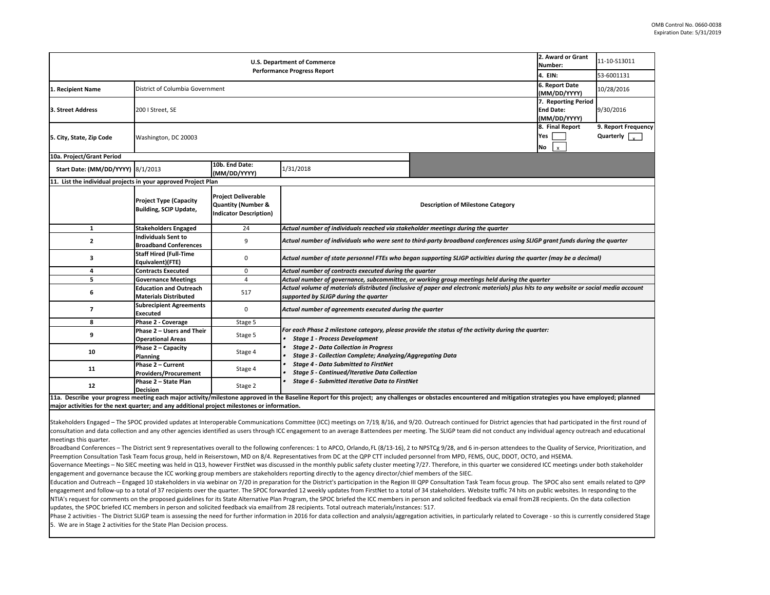OMB Control No. 0660-0038
Expiration Date: 5/31/2019

| U.S. Department of Commerce Performance Progress Report | | | 2. Award or Grant Number: | 11-10-S13011 |
|---|---|---|---|---|
| | | | 4. EIN: | 53-6001131 |
| 1. Recipient Name | District of Columbia Government | | 6. Report Date (MM/DD/YYYY) | 10/28/2016 |
| 3. Street Address | 200 I Street, SE | | 7. Reporting Period End Date: (MM/DD/YYYY) | 9/30/2016 |
| 5. City, State, Zip Code | Washington, DC 20003 | | 8. Final Report Yes [ ] No [x] | 9. Report Frequency Quarterly [x] |

**10a. Project/Grant Period**

| Start Date: (MM/DD/YYYY) | 8/1/2013 | 10b. End Date: (MM/DD/YYYY) | 1/31/2018 |
|---|---|---|---|

**11. List the individual projects in your approved Project Plan**

| | Project Type (Capacity Building, SCIP Update, | Project Deliverable Quantity (Number & Indicator Description) | Description of Milestone Category |
|---|---|---|---|
| 1 | Stakeholders Engaged | 24 | *Actual number of individuals reached via stakeholder meetings during the quarter* |
| 2 | Individuals Sent to Broadband Conferences | 9 | *Actual number of individuals who were sent to third-party broadband conferences using SLIGP grant funds during the quarter* |
| 3 | Staff Hired (Full-Time Equivalent)(FTE) | 0 | *Actual number of state personnel FTEs who began supporting SLIGP activities during the quarter (may be a decimal)* |
| 4 | Contracts Executed | 0 | *Actual number of contracts executed during the quarter* |
| 5 | Governance Meetings | 4 | *Actual number of governance, subcommittee, or working group meetings held during the quarter* |
| 6 | Education and Outreach Materials Distributed | 517 | *Actual volume of materials distributed (inclusive of paper and electronic materials) plus hits to any website or social media account supported by SLIGP during the quarter* |
| 7 | Subrecipient Agreements Executed | 0 | *Actual number of agreements executed during the quarter* |
| 8 | Phase 2 - Coverage | Stage 5 | *For each Phase 2 milestone category, please provide the status of the activity during the quarter:* <br>• *Stage 1 - Process Development* <br>• *Stage 2 - Data Collection in Progress* <br>• *Stage 3 - Collection Complete; Analyzing/Aggregating Data* <br>• *Stage 4 - Data Submitted to FirstNet* <br>• *Stage 5 - Continued/Iterative Data Collection* <br>• *Stage 6 - Submitted Iterative Data to FirstNet* |
| 9 | Phase 2 – Users and Their Operational Areas | Stage 5 | |
| 10 | Phase 2 – Capacity Planning | Stage 4 | |
| 11 | Phase 2 – Current Providers/Procurement | Stage 4 | |
| 12 | Phase 2 – State Plan Decision | Stage 2 | |

**11a. Describe your progress meeting each major activity/milestone approved in the Baseline Report for this project; any challenges or obstacles encountered and mitigation strategies you have employed; planned major activities for the next quarter; and any additional project milestones or information.**

Stakeholders Engaged – The SPOC provided updates at Interoperable Communications Committee (ICC) meetings on 7/19, 8/16, and 9/20. Outreach continued for District agencies that had participated in the first round of consultation and data collection and any other agencies identified as users through ICC engagement to an average 8 attendees per meeting. The SLIGP team did not conduct any individual agency outreach and educational meetings this quarter.

Broadband Conferences – The District sent 9 representatives overall to the following conferences: 1 to APCO, Orlando, FL (8/13-16), 2 to NPSTCg 9/28, and 6 in-person attendees to the Quality of Service, Prioritization, and Preemption Consultation Task Team focus group, held in Reiserstown, MD on 8/4. Representatives from DC at the QPP CTT included personnel from MPD, FEMS, OUC, DDOT, OCTO, and HSEMA.

Governance Meetings – No SIEC meeting was held in Q13, however FirstNet was discussed in the monthly public safety cluster meeting 7/27. Therefore, in this quarter we considered ICC meetings under both stakeholder engagement and governance because the ICC working group members are stakeholders reporting directly to the agency director/chief members of the SIEC.

Education and Outreach – Engaged 10 stakeholders in via webinar on 7/20 in preparation for the District's participation in the Region III QPP Consultation Task Team focus group. The SPOC also sent emails related to QPP engagement and follow-up to a total of 37 recipients over the quarter. The SPOC forwarded 12 weekly updates from FirstNet to a total of 34 stakeholders. Website traffic 74 hits on public websites. In responding to the NTIA's request for comments on the proposed guidelines for its State Alternative Plan Program, the SPOC briefed the ICC members in person and solicited feedback via email from 28 recipients. On the data collection updates, the SPOC briefed ICC members in person and solicited feedback via email from 28 recipients. Total outreach materials/instances: 517.

Phase 2 activities - The District SLIGP team is assessing the need for further information in 2016 for data collection and analysis/aggregation activities, in particularly related to Coverage - so this is currently considered Stage 5. We are in Stage 2 activities for the State Plan Decision process.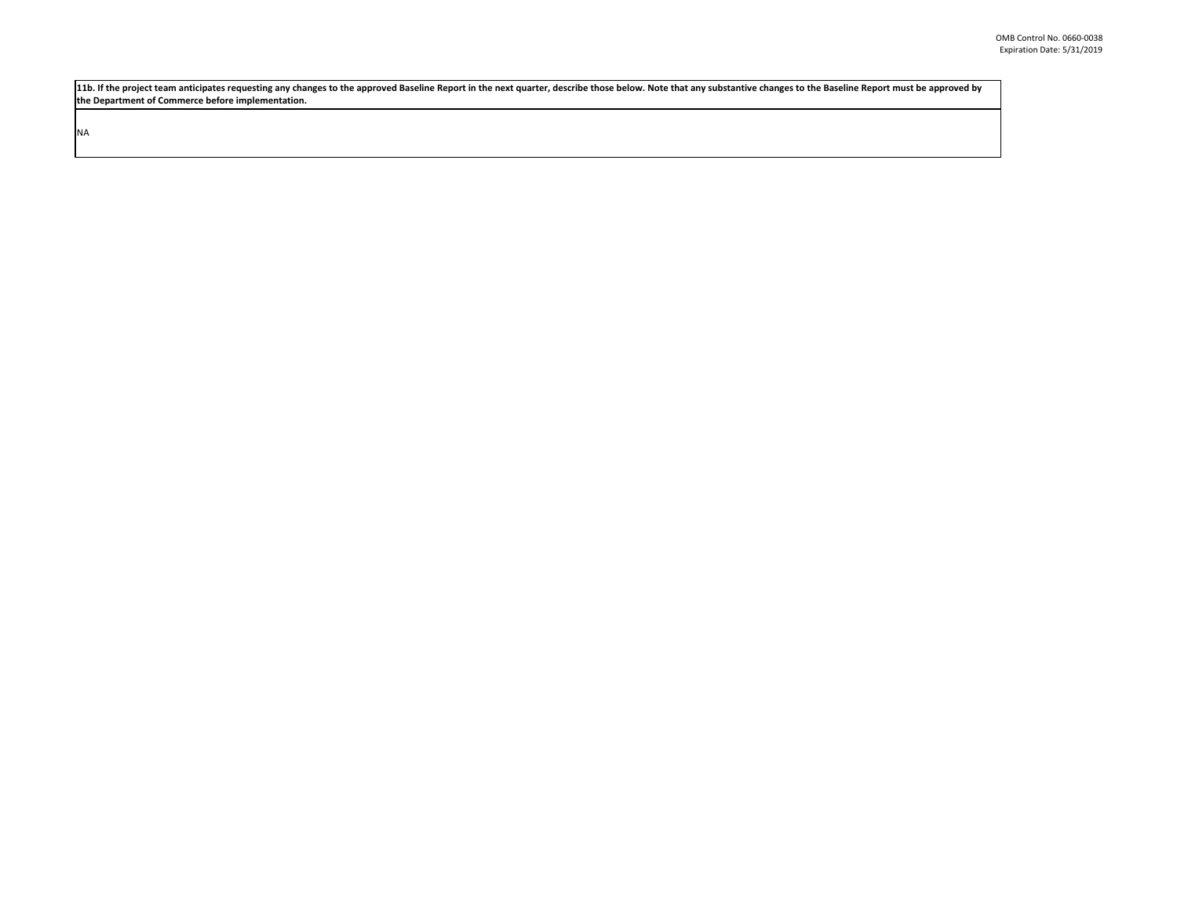| 11b. If the project team anticipates requesting any changes to the approved Baseline Report in the next quarter, describe those below. Note that any substantive changes to the Baseline Report must be approved by the Department of Commerce before implementation. |
| --- |
| NA |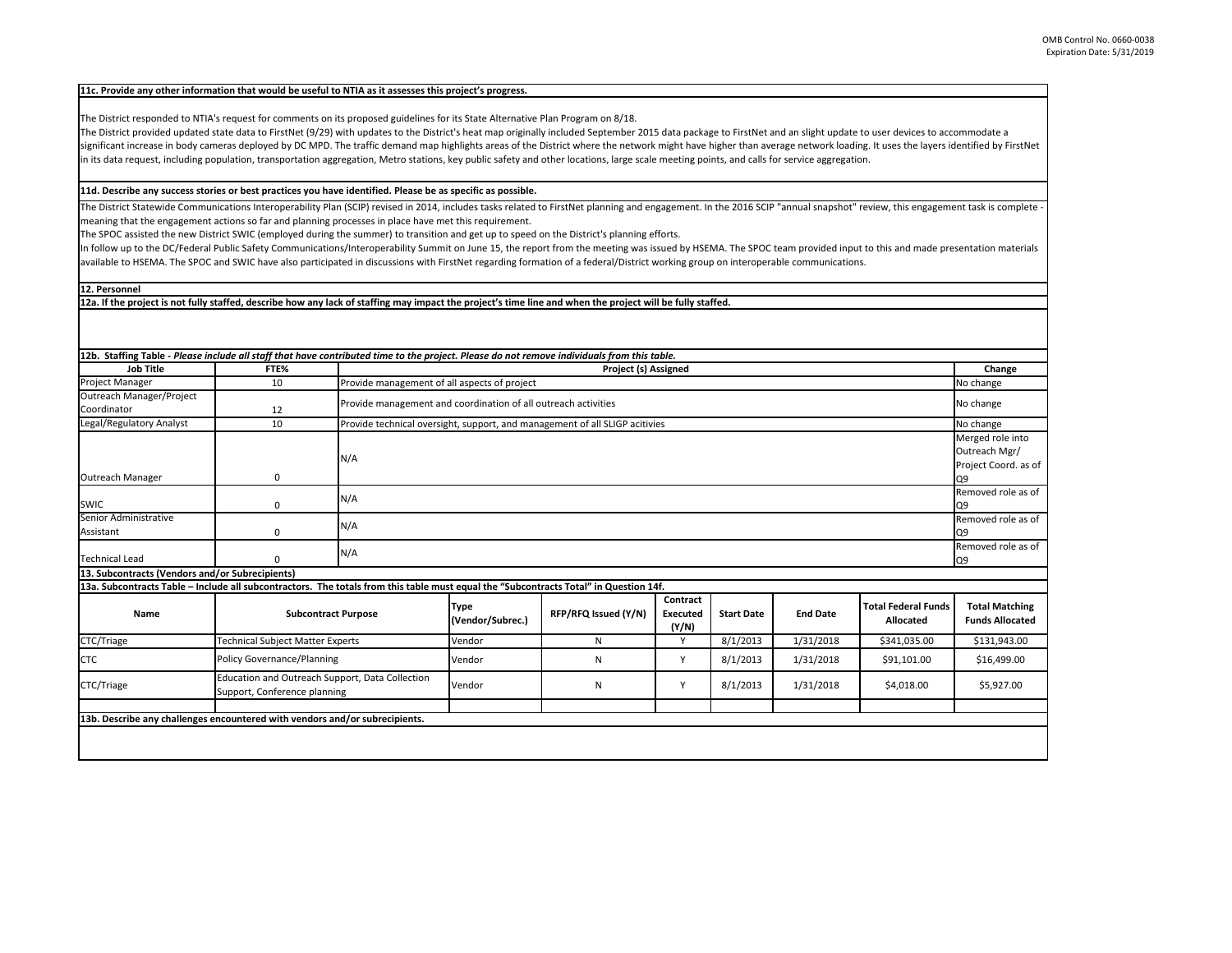**11c. Provide any other information that would be useful to NTIA as it assesses this project's progress.**

The District responded to NTIA's request for comments on its proposed guidelines for its State Alternative Plan Program on 8/18.
The District provided updated state data to FirstNet (9/29) with updates to the District's heat map originally included September 2015 data package to FirstNet and an slight update to user devices to accommodate a significant increase in body cameras deployed by DC MPD. The traffic demand map highlights areas of the District where the network might have higher than average network loading. It uses the layers identified by FirstNet in its data request, including population, transportation aggregation, Metro stations, key public safety and other locations, large scale meeting points, and calls for service aggregation.

**11d. Describe any success stories or best practices you have identified. Please be as specific as possible.**

The District Statewide Communications Interoperability Plan (SCIP) revised in 2014, includes tasks related to FirstNet planning and engagement. In the 2016 SCIP "annual snapshot" review, this engagement task is complete - meaning that the engagement actions so far and planning processes in place have met this requirement.
The SPOC assisted the new District SWIC (employed during the summer) to transition and get up to speed on the District's planning efforts.
In follow up to the DC/Federal Public Safety Communications/Interoperability Summit on June 15, the report from the meeting was issued by HSEMA. The SPOC team provided input to this and made presentation materials available to HSEMA. The SPOC and SWIC have also participated in discussions with FirstNet regarding formation of a federal/District working group on interoperable communications.

**12. Personnel**

**12a. If the project is not fully staffed, describe how any lack of staffing may impact the project's time line and when the project will be fully staffed.**

**12b. Staffing Table** - *Please include all staff that have contributed time to the project. Please do not remove individuals from this table.*

| Job Title | FTE% | Project (s) Assigned | Change |
|---|---|---|---|
| Project Manager | 10 | Provide management of all aspects of project | No change |
| Outreach Manager/Project Coordinator | 12 | Provide management and coordination of all outreach activities | No change |
| Legal/Regulatory Analyst | 10 | Provide technical oversight, support, and management of all SLIGP acitivies | No change |
| Outreach Manager | 0 | N/A | Merged role into Outreach Mgr/ Project Coord. as of Q9 |
| SWIC | 0 | N/A | Removed role as of Q9 |
| Senior Administrative Assistant | 0 | N/A | Removed role as of Q9 |
| Technical Lead | 0 | N/A | Removed role as of Q9 |

**13. Subcontracts (Vendors and/or Subrecipients)**

**13a. Subcontracts Table – Include all subcontractors. The totals from this table must equal the "Subcontracts Total" in Question 14f.**

| Name | Subcontract Purpose | Type (Vendor/Subrec.) | RFP/RFQ Issued (Y/N) | Contract Executed (Y/N) | Start Date | End Date | Total Federal Funds Allocated | Total Matching Funds Allocated |
|---|---|---|---|---|---|---|---|---|
| CTC/Triage | Technical Subject Matter Experts | Vendor | N | Y | 8/1/2013 | 1/31/2018 | $341,035.00 | $131,943.00 |
| CTC | Policy Governance/Planning | Vendor | N | Y | 8/1/2013 | 1/31/2018 | $91,101.00 | $16,499.00 |
| CTC/Triage | Education and Outreach Support, Data Collection Support, Conference planning | Vendor | N | Y | 8/1/2013 | 1/31/2018 | $4,018.00 | $5,927.00 |
| | | | | | | | | |

**13b. Describe any challenges encountered with vendors and/or subrecipients.**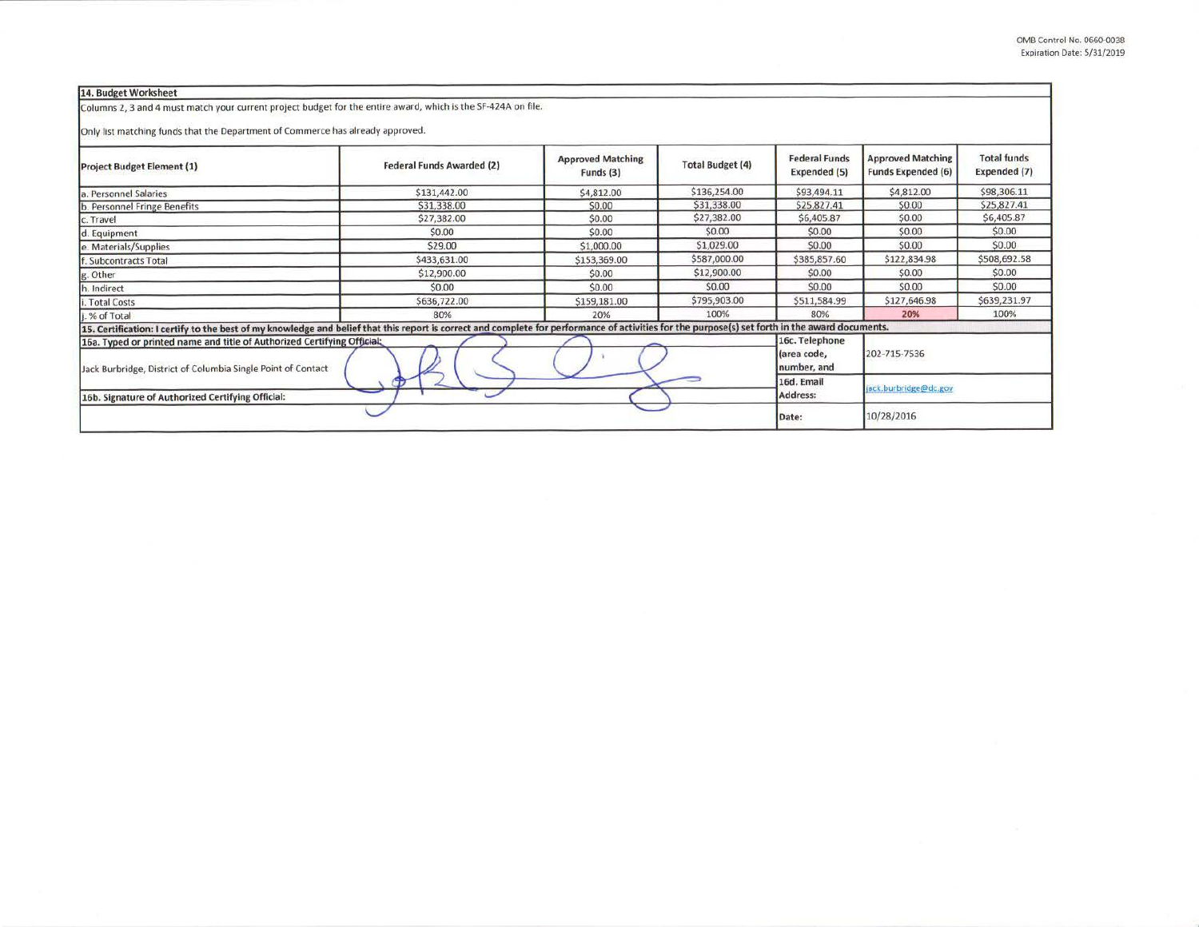## 14. Budget Worksheet

Columns 2, 3 and 4 must match your current project budget for the entire award, which is the SF-424A on file.

Only list matching funds that the Department of Commerce has already approved.

| Project Budget Element (1) | Federal Funds Awarded (2) | Approved Matching Funds (3) | Total Budget (4) | Federal Funds Expended (5) | Approved Matching Funds Expended (6) | Total funds Expended (7) |
|---|---|---|---|---|---|---|
| a. Personnel Salaries | $131,442.00 | $4,812.00 | $136,254.00 | $93,494.11 | $4,812.00 | $98,306.11 |
| b. Personnel Fringe Benefits | $31,338.00 | $0.00 | $31,338.00 | $25,827.41 | $0.00 | $25,827.41 |
| c. Travel | $27,382.00 | $0.00 | $27,382.00 | $6,405.87 | $0.00 | $6,405.87 |
| d. Equipment | $0.00 | $0.00 | $0.00 | $0.00 | $0.00 | $0.00 |
| e. Materials/Supplies | $29.00 | $1,000.00 | $1,029.00 | $0.00 | $0.00 | $0.00 |
| f. Subcontracts Total | $433,631.00 | $153,369.00 | $587,000.00 | $385,857.60 | $122,834.98 | $508,692.58 |
| g. Other | $12,900.00 | $0.00 | $12,900.00 | $0.00 | $0.00 | $0.00 |
| h. Indirect | $0.00 | $0.00 | $0.00 | $0.00 | $0.00 | $0.00 |
| i. Total Costs | $636,722.00 | $159,181.00 | $795,903.00 | $511,584.99 | $127,646.98 | $639,231.97 |
| j. % of Total | 80% | 20% | 100% | 80% | 20% | 100% |

**15. Certification: I certify to the best of my knowledge and belief that this report is correct and complete for performance of activities for the purpose(s) set forth in the award documents.**

| | |
|---|---|
| **16a. Typed or printed name and title of Authorized Certifying Official:** Jack Burbridge, District of Columbia Single Point of Contact | **16c. Telephone (area code, number, and** 202-715-7536 |
| **16b. Signature of Authorized Certifying Official:** | **16d. Email Address:** jack.burbridge@dc.gov |
| | **Date:** 10/28/2016 |